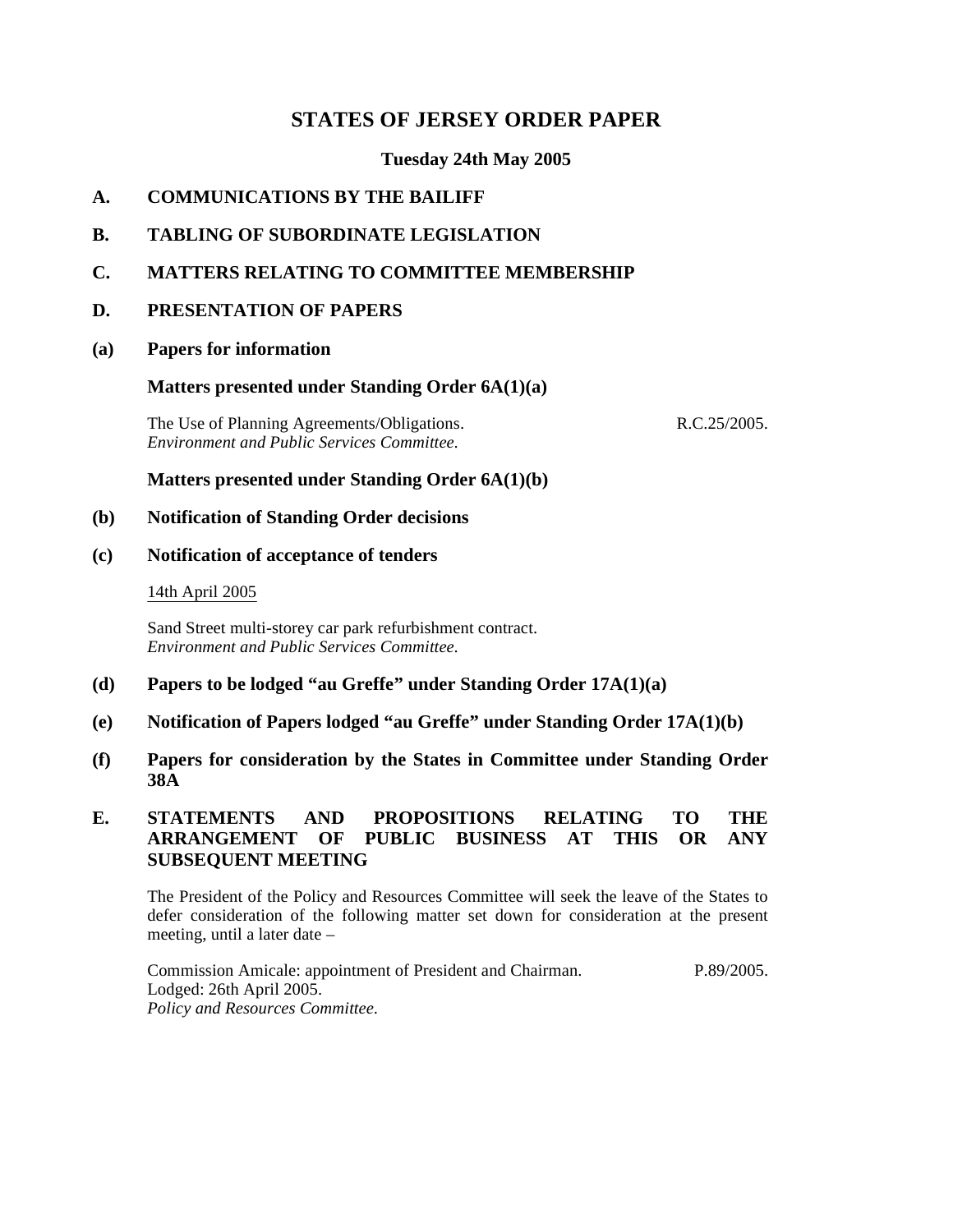# STATES OF JERSEY ORDER PAPER

**Tuesday 24th May 2005**

## A. COMMUNICATIONS BY THE BAILIFF

## B. TABLING OF SUBORDINATE LEGISLATION

## C. MATTERS RELATING TO COMMITTEE MEMBERSHIP

## D. PRESENTATION OF PAPERS

### (a) Papers for information

**Matters presented under Standing Order 6A(1)(a)**

The Use of Planning Agreements/Obligations. R.C.25/2005.
*Environment and Public Services Committee.*

**Matters presented under Standing Order 6A(1)(b)**

### (b) Notification of Standing Order decisions

### (c) Notification of acceptance of tenders

14th April 2005

Sand Street multi-storey car park refurbishment contract.
*Environment and Public Services Committee.*

### (d) Papers to be lodged "au Greffe" under Standing Order 17A(1)(a)

### (e) Notification of Papers lodged "au Greffe" under Standing Order 17A(1)(b)

### (f) Papers for consideration by the States in Committee under Standing Order 38A

## E. STATEMENTS AND PROPOSITIONS RELATING TO THE ARRANGEMENT OF PUBLIC BUSINESS AT THIS OR ANY SUBSEQUENT MEETING

The President of the Policy and Resources Committee will seek the leave of the States to defer consideration of the following matter set down for consideration at the present meeting, until a later date –

Commission Amicale: appointment of President and Chairman. P.89/2005.
Lodged: 26th April 2005.
*Policy and Resources Committee.*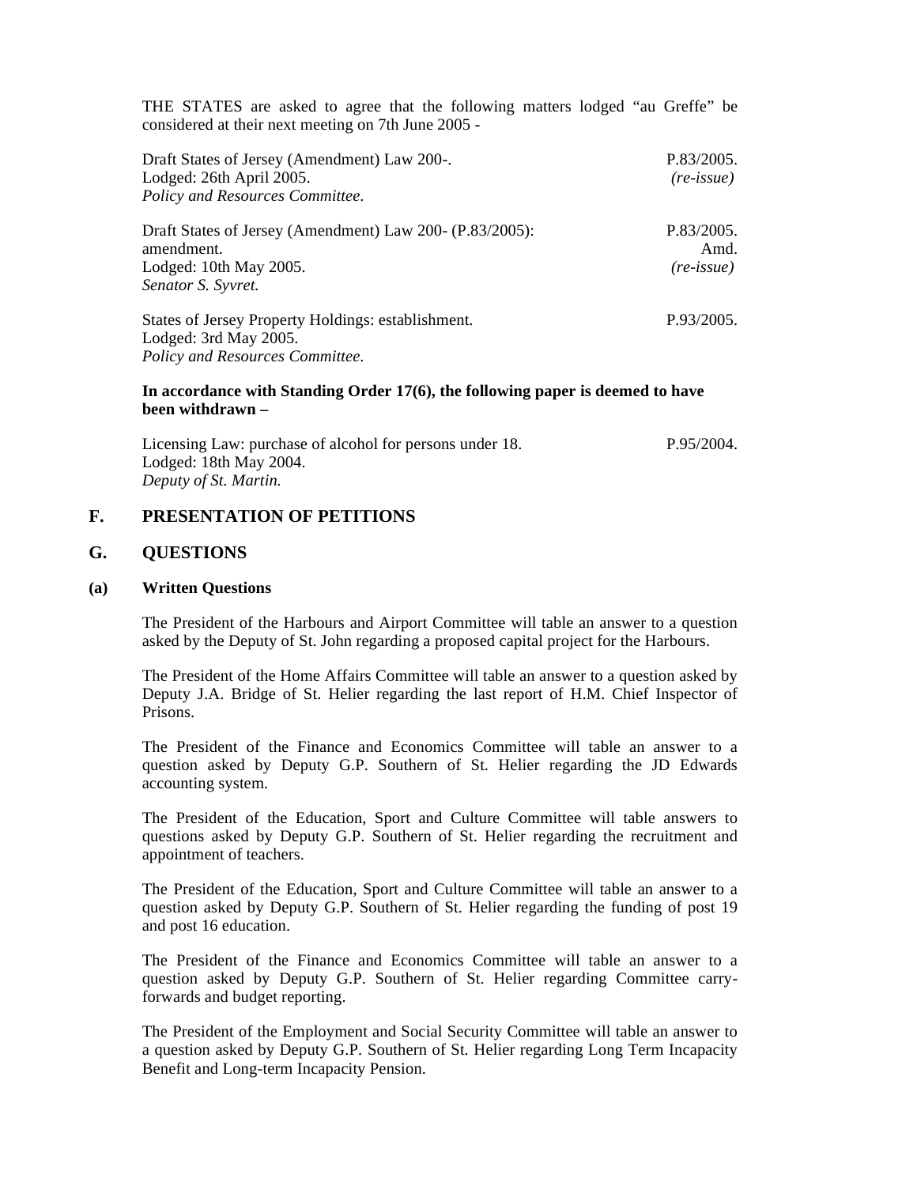THE STATES are asked to agree that the following matters lodged "au Greffe" be considered at their next meeting on 7th June 2005 -

Draft States of Jersey (Amendment) Law 200-. P.83/2005.
Lodged: 26th April 2005. *(re-issue)*
*Policy and Resources Committee.*

Draft States of Jersey (Amendment) Law 200- (P.83/2005): amendment. P.83/2005. Amd.
Lodged: 10th May 2005. *(re-issue)*
*Senator S. Syvret.*

States of Jersey Property Holdings: establishment. P.93/2005.
Lodged: 3rd May 2005.
*Policy and Resources Committee.*

**In accordance with Standing Order 17(6), the following paper is deemed to have been withdrawn –**

Licensing Law: purchase of alcohol for persons under 18. P.95/2004.
Lodged: 18th May 2004.
*Deputy of St. Martin.*

## F. PRESENTATION OF PETITIONS

## G. QUESTIONS

### (a) Written Questions

The President of the Harbours and Airport Committee will table an answer to a question asked by the Deputy of St. John regarding a proposed capital project for the Harbours.

The President of the Home Affairs Committee will table an answer to a question asked by Deputy J.A. Bridge of St. Helier regarding the last report of H.M. Chief Inspector of Prisons.

The President of the Finance and Economics Committee will table an answer to a question asked by Deputy G.P. Southern of St. Helier regarding the JD Edwards accounting system.

The President of the Education, Sport and Culture Committee will table answers to questions asked by Deputy G.P. Southern of St. Helier regarding the recruitment and appointment of teachers.

The President of the Education, Sport and Culture Committee will table an answer to a question asked by Deputy G.P. Southern of St. Helier regarding the funding of post 19 and post 16 education.

The President of the Finance and Economics Committee will table an answer to a question asked by Deputy G.P. Southern of St. Helier regarding Committee carry-forwards and budget reporting.

The President of the Employment and Social Security Committee will table an answer to a question asked by Deputy G.P. Southern of St. Helier regarding Long Term Incapacity Benefit and Long-term Incapacity Pension.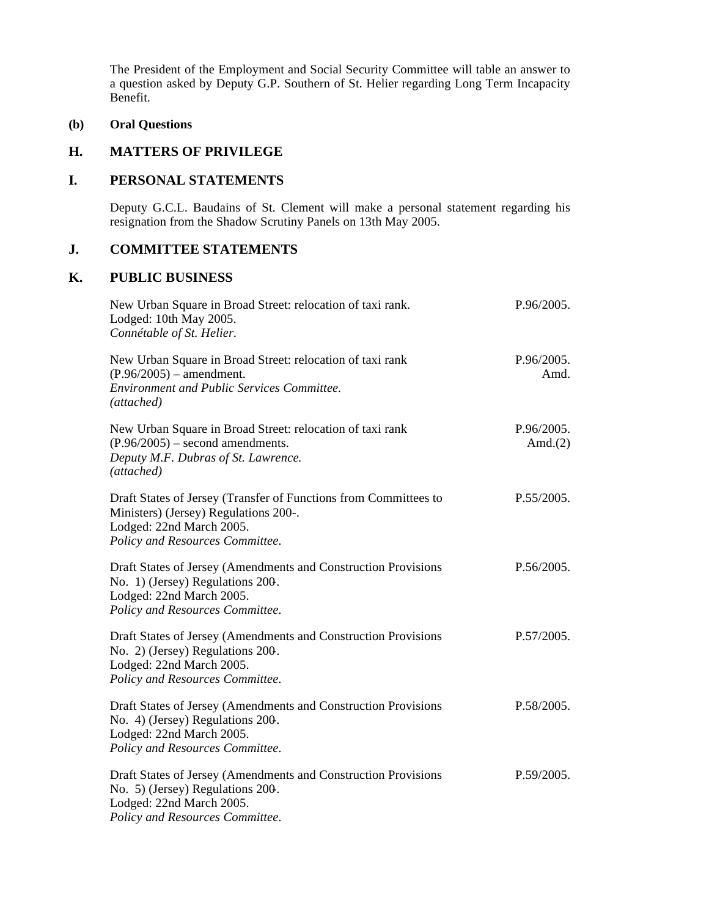The President of the Employment and Social Security Committee will table an answer to a question asked by Deputy G.P. Southern of St. Helier regarding Long Term Incapacity Benefit.

**(b) Oral Questions**

## H. MATTERS OF PRIVILEGE

## I. PERSONAL STATEMENTS

Deputy G.C.L. Baudains of St. Clement will make a personal statement regarding his resignation from the Shadow Scrutiny Panels on 13th May 2005.

## J. COMMITTEE STATEMENTS

## K. PUBLIC BUSINESS

New Urban Square in Broad Street: relocation of taxi rank. P.96/2005.
Lodged: 10th May 2005.
*Connétable of St. Helier.*

New Urban Square in Broad Street: relocation of taxi rank (P.96/2005) – amendment. P.96/2005. Amd.
*Environment and Public Services Committee.*
*(attached)*

New Urban Square in Broad Street: relocation of taxi rank (P.96/2005) – second amendments. P.96/2005. Amd.(2)
*Deputy M.F. Dubras of St. Lawrence.*
*(attached)*

Draft States of Jersey (Transfer of Functions from Committees to Ministers) (Jersey) Regulations 200-. P.55/2005.
Lodged: 22nd March 2005.
*Policy and Resources Committee.*

Draft States of Jersey (Amendments and Construction Provisions No. 1) (Jersey) Regulations 200-. P.56/2005.
Lodged: 22nd March 2005.
*Policy and Resources Committee.*

Draft States of Jersey (Amendments and Construction Provisions No. 2) (Jersey) Regulations 200-. P.57/2005.
Lodged: 22nd March 2005.
*Policy and Resources Committee.*

Draft States of Jersey (Amendments and Construction Provisions No. 4) (Jersey) Regulations 200-. P.58/2005.
Lodged: 22nd March 2005.
*Policy and Resources Committee.*

Draft States of Jersey (Amendments and Construction Provisions No. 5) (Jersey) Regulations 200-. P.59/2005.
Lodged: 22nd March 2005.
*Policy and Resources Committee.*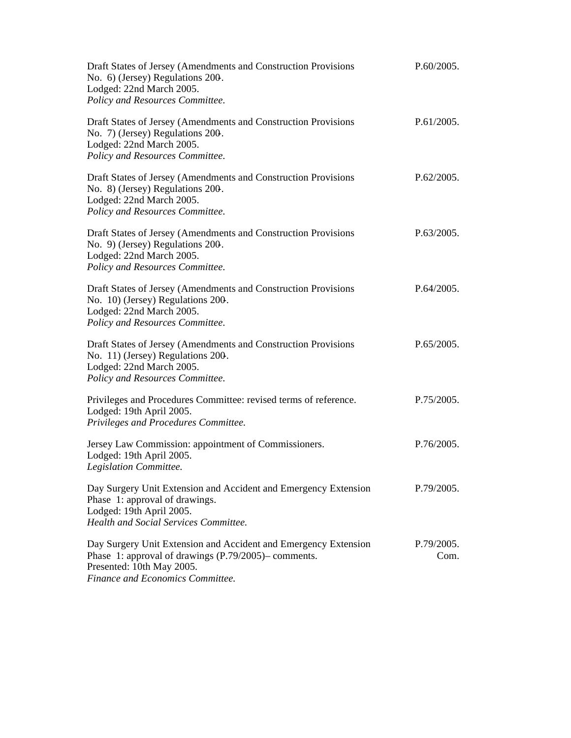Draft States of Jersey (Amendments and Construction Provisions No. 6) (Jersey) Regulations 200-. P.60/2005.
Lodged: 22nd March 2005.
*Policy and Resources Committee.*

Draft States of Jersey (Amendments and Construction Provisions No. 7) (Jersey) Regulations 200-. P.61/2005.
Lodged: 22nd March 2005.
*Policy and Resources Committee.*

Draft States of Jersey (Amendments and Construction Provisions No. 8) (Jersey) Regulations 200-. P.62/2005.
Lodged: 22nd March 2005.
*Policy and Resources Committee.*

Draft States of Jersey (Amendments and Construction Provisions No. 9) (Jersey) Regulations 200-. P.63/2005.
Lodged: 22nd March 2005.
*Policy and Resources Committee.*

Draft States of Jersey (Amendments and Construction Provisions No. 10) (Jersey) Regulations 200-. P.64/2005.
Lodged: 22nd March 2005.
*Policy and Resources Committee.*

Draft States of Jersey (Amendments and Construction Provisions No. 11) (Jersey) Regulations 200-. P.65/2005.
Lodged: 22nd March 2005.
*Policy and Resources Committee.*

Privileges and Procedures Committee: revised terms of reference. P.75/2005.
Lodged: 19th April 2005.
*Privileges and Procedures Committee.*

Jersey Law Commission: appointment of Commissioners. P.76/2005.
Lodged: 19th April 2005.
*Legislation Committee.*

Day Surgery Unit Extension and Accident and Emergency Extension Phase 1: approval of drawings. P.79/2005.
Lodged: 19th April 2005.
*Health and Social Services Committee.*

Day Surgery Unit Extension and Accident and Emergency Extension Phase 1: approval of drawings (P.79/2005)– comments. P.79/2005. Com.
Presented: 10th May 2005.
*Finance and Economics Committee.*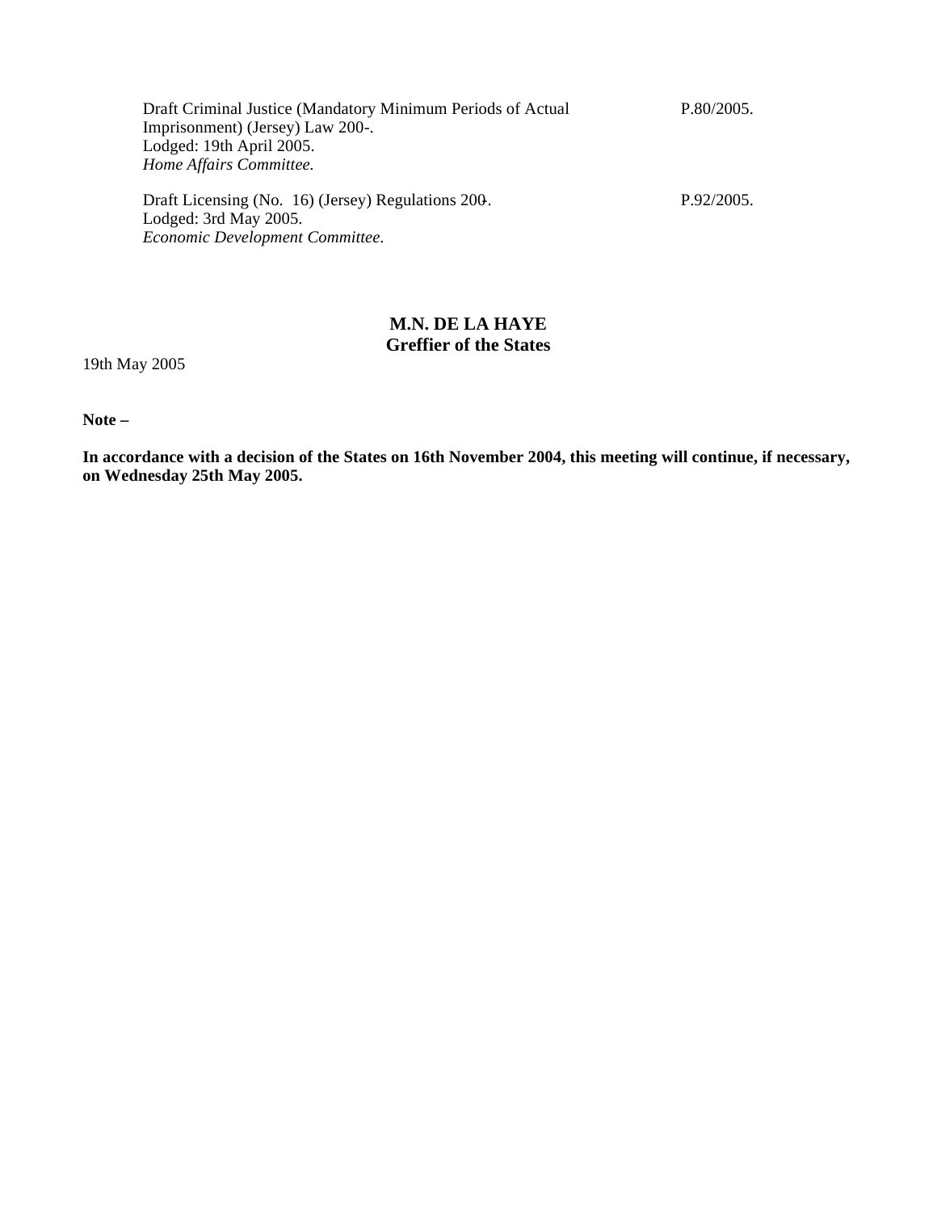Draft Criminal Justice (Mandatory Minimum Periods of Actual Imprisonment) (Jersey) Law 200-. P.80/2005.
Lodged: 19th April 2005.
*Home Affairs Committee.*

Draft Licensing (No. 16) (Jersey) Regulations 200-. P.92/2005.
Lodged: 3rd May 2005.
*Economic Development Committee.*

**M.N. DE LA HAYE**
**Greffier of the States**

19th May 2005

**Note –**

**In accordance with a decision of the States on 16th November 2004, this meeting will continue, if necessary, on Wednesday 25th May 2005.**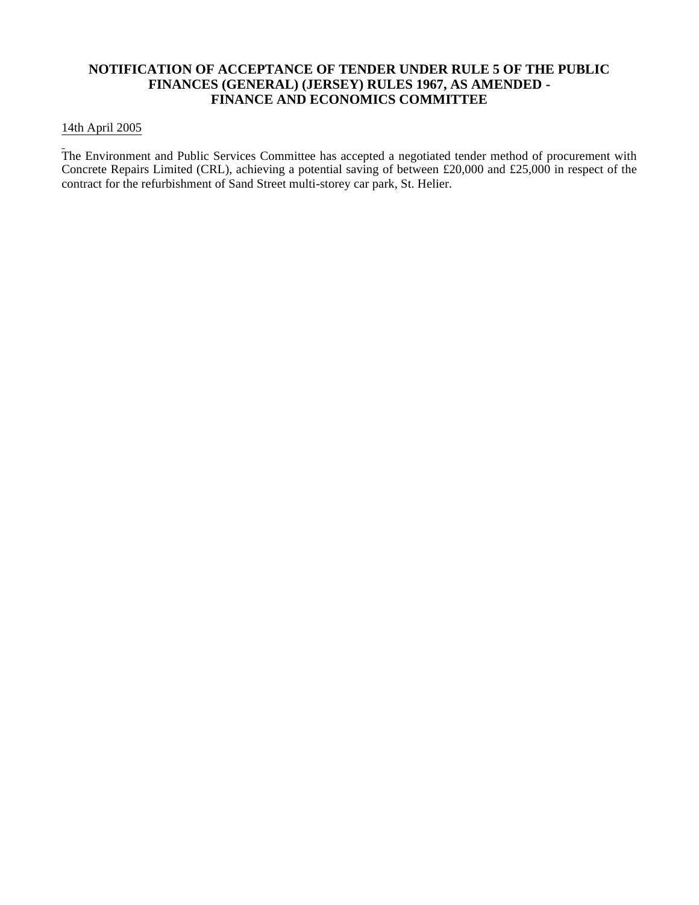**NOTIFICATION OF ACCEPTANCE OF TENDER UNDER RULE 5 OF THE PUBLIC FINANCES (GENERAL) (JERSEY) RULES 1967, AS AMENDED - FINANCE AND ECONOMICS COMMITTEE**

14th April 2005

The Environment and Public Services Committee has accepted a negotiated tender method of procurement with Concrete Repairs Limited (CRL), achieving a potential saving of between £20,000 and £25,000 in respect of the contract for the refurbishment of Sand Street multi-storey car park, St. Helier.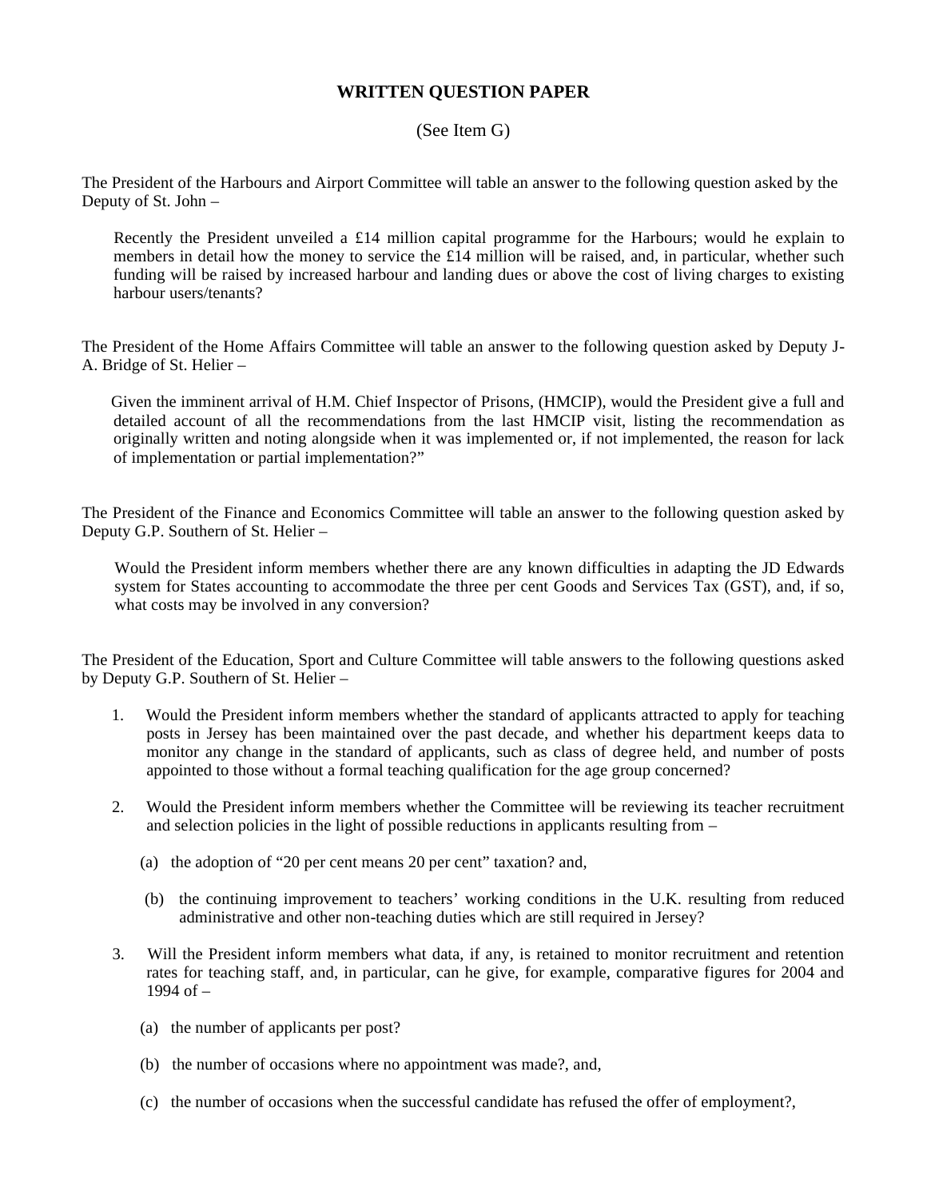# WRITTEN QUESTION PAPER

(See Item G)

The President of the Harbours and Airport Committee will table an answer to the following question asked by the Deputy of St. John –

> Recently the President unveiled a £14 million capital programme for the Harbours; would he explain to members in detail how the money to service the £14 million will be raised, and, in particular, whether such funding will be raised by increased harbour and landing dues or above the cost of living charges to existing harbour users/tenants?

The President of the Home Affairs Committee will table an answer to the following question asked by Deputy J-A. Bridge of St. Helier –

> Given the imminent arrival of H.M. Chief Inspector of Prisons, (HMCIP), would the President give a full and detailed account of all the recommendations from the last HMCIP visit, listing the recommendation as originally written and noting alongside when it was implemented or, if not implemented, the reason for lack of implementation or partial implementation?"

The President of the Finance and Economics Committee will table an answer to the following question asked by Deputy G.P. Southern of St. Helier –

> Would the President inform members whether there are any known difficulties in adapting the JD Edwards system for States accounting to accommodate the three per cent Goods and Services Tax (GST), and, if so, what costs may be involved in any conversion?

The President of the Education, Sport and Culture Committee will table answers to the following questions asked by Deputy G.P. Southern of St. Helier –

1. Would the President inform members whether the standard of applicants attracted to apply for teaching posts in Jersey has been maintained over the past decade, and whether his department keeps data to monitor any change in the standard of applicants, such as class of degree held, and number of posts appointed to those without a formal teaching qualification for the age group concerned?

2. Would the President inform members whether the Committee will be reviewing its teacher recruitment and selection policies in the light of possible reductions in applicants resulting from –

   (a) the adoption of "20 per cent means 20 per cent" taxation? and,

   (b) the continuing improvement to teachers' working conditions in the U.K. resulting from reduced administrative and other non-teaching duties which are still required in Jersey?

3. Will the President inform members what data, if any, is retained to monitor recruitment and retention rates for teaching staff, and, in particular, can he give, for example, comparative figures for 2004 and 1994 of –

   (a) the number of applicants per post?

   (b) the number of occasions where no appointment was made?, and,

   (c) the number of occasions when the successful candidate has refused the offer of employment?,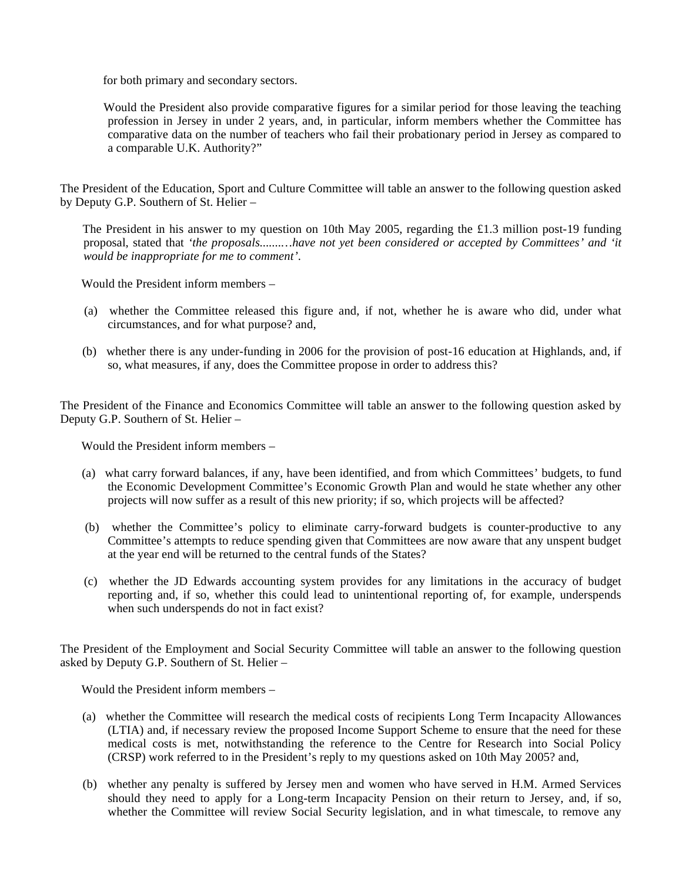for both primary and secondary sectors.

Would the President also provide comparative figures for a similar period for those leaving the teaching profession in Jersey in under 2 years, and, in particular, inform members whether the Committee has comparative data on the number of teachers who fail their probationary period in Jersey as compared to a comparable U.K. Authority?"

The President of the Education, Sport and Culture Committee will table an answer to the following question asked by Deputy G.P. Southern of St. Helier –

The President in his answer to my question on 10th May 2005, regarding the £1.3 million post-19 funding proposal, stated that *'the proposals.........have not yet been considered or accepted by Committees'* and *'it would be inappropriate for me to comment'*.

Would the President inform members –

(a) whether the Committee released this figure and, if not, whether he is aware who did, under what circumstances, and for what purpose? and,

(b) whether there is any under-funding in 2006 for the provision of post-16 education at Highlands, and, if so, what measures, if any, does the Committee propose in order to address this?

The President of the Finance and Economics Committee will table an answer to the following question asked by Deputy G.P. Southern of St. Helier –

Would the President inform members –

(a) what carry forward balances, if any, have been identified, and from which Committees' budgets, to fund the Economic Development Committee's Economic Growth Plan and would he state whether any other projects will now suffer as a result of this new priority; if so, which projects will be affected?

(b) whether the Committee's policy to eliminate carry-forward budgets is counter-productive to any Committee's attempts to reduce spending given that Committees are now aware that any unspent budget at the year end will be returned to the central funds of the States?

(c) whether the JD Edwards accounting system provides for any limitations in the accuracy of budget reporting and, if so, whether this could lead to unintentional reporting of, for example, underspends when such underspends do not in fact exist?

The President of the Employment and Social Security Committee will table an answer to the following question asked by Deputy G.P. Southern of St. Helier –

Would the President inform members –

(a) whether the Committee will research the medical costs of recipients Long Term Incapacity Allowances (LTIA) and, if necessary review the proposed Income Support Scheme to ensure that the need for these medical costs is met, notwithstanding the reference to the Centre for Research into Social Policy (CRSP) work referred to in the President's reply to my questions asked on 10th May 2005? and,

(b) whether any penalty is suffered by Jersey men and women who have served in H.M. Armed Services should they need to apply for a Long-term Incapacity Pension on their return to Jersey, and, if so, whether the Committee will review Social Security legislation, and in what timescale, to remove any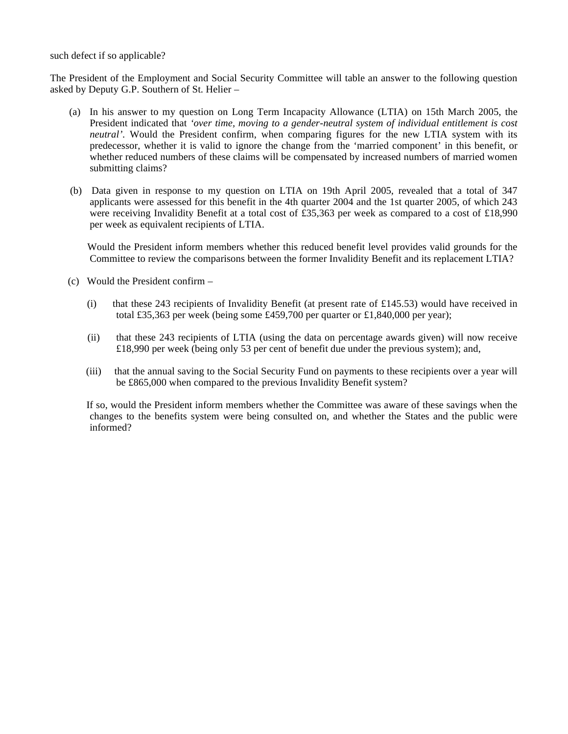such defect if so applicable?

The President of the Employment and Social Security Committee will table an answer to the following question asked by Deputy G.P. Southern of St. Helier –

(a) In his answer to my question on Long Term Incapacity Allowance (LTIA) on 15th March 2005, the President indicated that *'over time, moving to a gender-neutral system of individual entitlement is cost neutral'*. Would the President confirm, when comparing figures for the new LTIA system with its predecessor, whether it is valid to ignore the change from the 'married component' in this benefit, or whether reduced numbers of these claims will be compensated by increased numbers of married women submitting claims?

(b) Data given in response to my question on LTIA on 19th April 2005, revealed that a total of 347 applicants were assessed for this benefit in the 4th quarter 2004 and the 1st quarter 2005, of which 243 were receiving Invalidity Benefit at a total cost of £35,363 per week as compared to a cost of £18,990 per week as equivalent recipients of LTIA.

Would the President inform members whether this reduced benefit level provides valid grounds for the Committee to review the comparisons between the former Invalidity Benefit and its replacement LTIA?

(c) Would the President confirm –

(i) that these 243 recipients of Invalidity Benefit (at present rate of £145.53) would have received in total £35,363 per week (being some £459,700 per quarter or £1,840,000 per year);

(ii) that these 243 recipients of LTIA (using the data on percentage awards given) will now receive £18,990 per week (being only 53 per cent of benefit due under the previous system); and,

(iii) that the annual saving to the Social Security Fund on payments to these recipients over a year will be £865,000 when compared to the previous Invalidity Benefit system?

If so, would the President inform members whether the Committee was aware of these savings when the changes to the benefits system were being consulted on, and whether the States and the public were informed?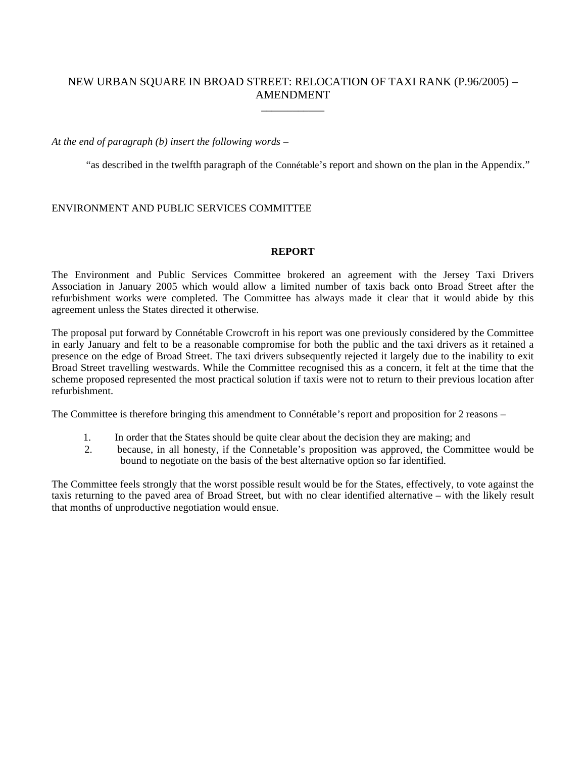# NEW URBAN SQUARE IN BROAD STREET: RELOCATION OF TAXI RANK (P.96/2005) – AMENDMENT

___________

*At the end of paragraph (b) insert the following words –*

> "as described in the twelfth paragraph of the Connétable's report and shown on the plan in the Appendix."

ENVIRONMENT AND PUBLIC SERVICES COMMITTEE

## REPORT

The Environment and Public Services Committee brokered an agreement with the Jersey Taxi Drivers Association in January 2005 which would allow a limited number of taxis back onto Broad Street after the refurbishment works were completed. The Committee has always made it clear that it would abide by this agreement unless the States directed it otherwise.

The proposal put forward by Connétable Crowcroft in his report was one previously considered by the Committee in early January and felt to be a reasonable compromise for both the public and the taxi drivers as it retained a presence on the edge of Broad Street. The taxi drivers subsequently rejected it largely due to the inability to exit Broad Street travelling westwards. While the Committee recognised this as a concern, it felt at the time that the scheme proposed represented the most practical solution if taxis were not to return to their previous location after refurbishment.

The Committee is therefore bringing this amendment to Connétable's report and proposition for 2 reasons –

1. In order that the States should be quite clear about the decision they are making; and
2. because, in all honesty, if the Connetable's proposition was approved, the Committee would be bound to negotiate on the basis of the best alternative option so far identified.

The Committee feels strongly that the worst possible result would be for the States, effectively, to vote against the taxis returning to the paved area of Broad Street, but with no clear identified alternative – with the likely result that months of unproductive negotiation would ensue.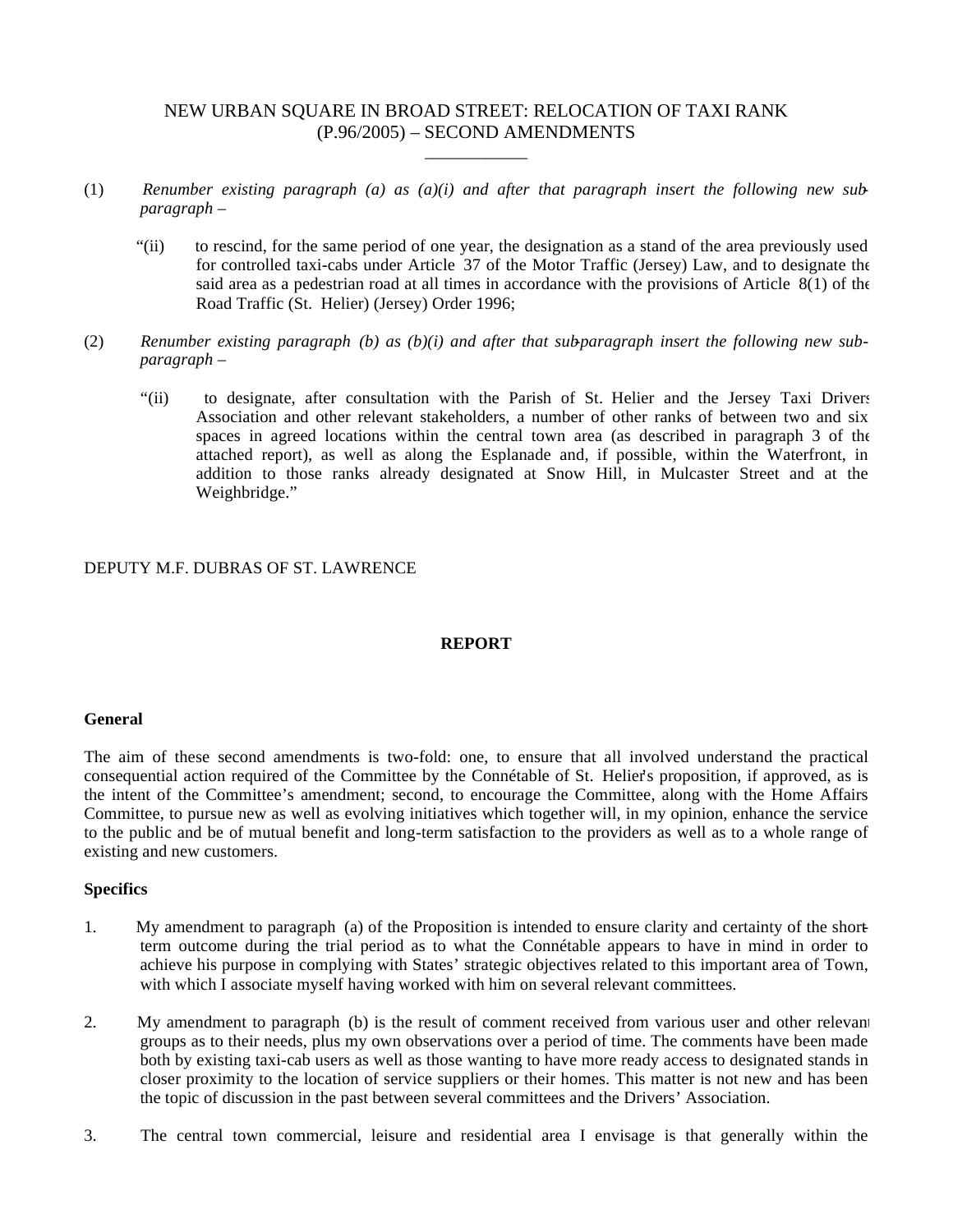NEW URBAN SQUARE IN BROAD STREET: RELOCATION OF TAXI RANK (P.96/2005) – SECOND AMENDMENTS

\_\_\_\_\_\_\_\_\_\_\_\_

(1) *Renumber existing paragraph (a) as (a)(i) and after that paragraph insert the following new sub-paragraph –*

> "(ii) to rescind, for the same period of one year, the designation as a stand of the area previously used for controlled taxi-cabs under Article 37 of the Motor Traffic (Jersey) Law, and to designate the said area as a pedestrian road at all times in accordance with the provisions of Article 8(1) of the Road Traffic (St. Helier) (Jersey) Order 1996;

(2) *Renumber existing paragraph (b) as (b)(i) and after that sub-paragraph insert the following new sub-paragraph –*

> "(ii) to designate, after consultation with the Parish of St. Helier and the Jersey Taxi Drivers Association and other relevant stakeholders, a number of other ranks of between two and six spaces in agreed locations within the central town area (as described in paragraph 3 of the attached report), as well as along the Esplanade and, if possible, within the Waterfront, in addition to those ranks already designated at Snow Hill, in Mulcaster Street and at the Weighbridge."

DEPUTY M.F. DUBRAS OF ST. LAWRENCE

## REPORT

### General

The aim of these second amendments is two-fold: one, to ensure that all involved understand the practical consequential action required of the Committee by the Connétable of St. Helier's proposition, if approved, as is the intent of the Committee's amendment; second, to encourage the Committee, along with the Home Affairs Committee, to pursue new as well as evolving initiatives which together will, in my opinion, enhance the service to the public and be of mutual benefit and long-term satisfaction to the providers as well as to a whole range of existing and new customers.

### Specifics

1. My amendment to paragraph (a) of the Proposition is intended to ensure clarity and certainty of the short-term outcome during the trial period as to what the Connétable appears to have in mind in order to achieve his purpose in complying with States' strategic objectives related to this important area of Town, with which I associate myself having worked with him on several relevant committees.

2. My amendment to paragraph (b) is the result of comment received from various user and other relevant groups as to their needs, plus my own observations over a period of time. The comments have been made both by existing taxi-cab users as well as those wanting to have more ready access to designated stands in closer proximity to the location of service suppliers or their homes. This matter is not new and has been the topic of discussion in the past between several committees and the Drivers' Association.

3. The central town commercial, leisure and residential area I envisage is that generally within the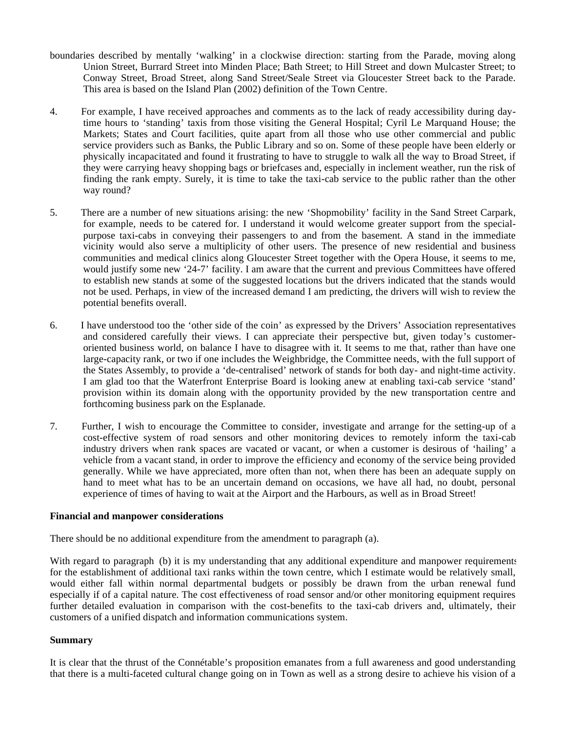boundaries described by mentally 'walking' in a clockwise direction: starting from the Parade, moving along Union Street, Burrard Street into Minden Place; Bath Street; to Hill Street and down Mulcaster Street; to Conway Street, Broad Street, along Sand Street/Seale Street via Gloucester Street back to the Parade. This area is based on the Island Plan (2002) definition of the Town Centre.

4. For example, I have received approaches and comments as to the lack of ready accessibility during day-time hours to 'standing' taxis from those visiting the General Hospital; Cyril Le Marquand House; the Markets; States and Court facilities, quite apart from all those who use other commercial and public service providers such as Banks, the Public Library and so on. Some of these people have been elderly or physically incapacitated and found it frustrating to have to struggle to walk all the way to Broad Street, if they were carrying heavy shopping bags or briefcases and, especially in inclement weather, run the risk of finding the rank empty. Surely, it is time to take the taxi-cab service to the public rather than the other way round?

5. There are a number of new situations arising: the new 'Shopmobility' facility in the Sand Street Carpark, for example, needs to be catered for. I understand it would welcome greater support from the special-purpose taxi-cabs in conveying their passengers to and from the basement. A stand in the immediate vicinity would also serve a multiplicity of other users. The presence of new residential and business communities and medical clinics along Gloucester Street together with the Opera House, it seems to me, would justify some new '24-7' facility. I am aware that the current and previous Committees have offered to establish new stands at some of the suggested locations but the drivers indicated that the stands would not be used. Perhaps, in view of the increased demand I am predicting, the drivers will wish to review the potential benefits overall.

6. I have understood too the 'other side of the coin' as expressed by the Drivers' Association representatives and considered carefully their views. I can appreciate their perspective but, given today's customer-oriented business world, on balance I have to disagree with it. It seems to me that, rather than have one large-capacity rank, or two if one includes the Weighbridge, the Committee needs, with the full support of the States Assembly, to provide a 'de-centralised' network of stands for both day- and night-time activity. I am glad too that the Waterfront Enterprise Board is looking anew at enabling taxi-cab service 'stand' provision within its domain along with the opportunity provided by the new transportation centre and forthcoming business park on the Esplanade.

7. Further, I wish to encourage the Committee to consider, investigate and arrange for the setting-up of a cost-effective system of road sensors and other monitoring devices to remotely inform the taxi-cab industry drivers when rank spaces are vacated or vacant, or when a customer is desirous of 'hailing' a vehicle from a vacant stand, in order to improve the efficiency and economy of the service being provided generally. While we have appreciated, more often than not, when there has been an adequate supply on hand to meet what has to be an uncertain demand on occasions, we have all had, no doubt, personal experience of times of having to wait at the Airport and the Harbours, as well as in Broad Street!

**Financial and manpower considerations**

There should be no additional expenditure from the amendment to paragraph (a).

With regard to paragraph (b) it is my understanding that any additional expenditure and manpower requirements for the establishment of additional taxi ranks within the town centre, which I estimate would be relatively small, would either fall within normal departmental budgets or possibly be drawn from the urban renewal fund especially if of a capital nature. The cost effectiveness of road sensor and/or other monitoring equipment requires further detailed evaluation in comparison with the cost-benefits to the taxi-cab drivers and, ultimately, their customers of a unified dispatch and information communications system.

**Summary**

It is clear that the thrust of the Connétable's proposition emanates from a full awareness and good understanding that there is a multi-faceted cultural change going on in Town as well as a strong desire to achieve his vision of a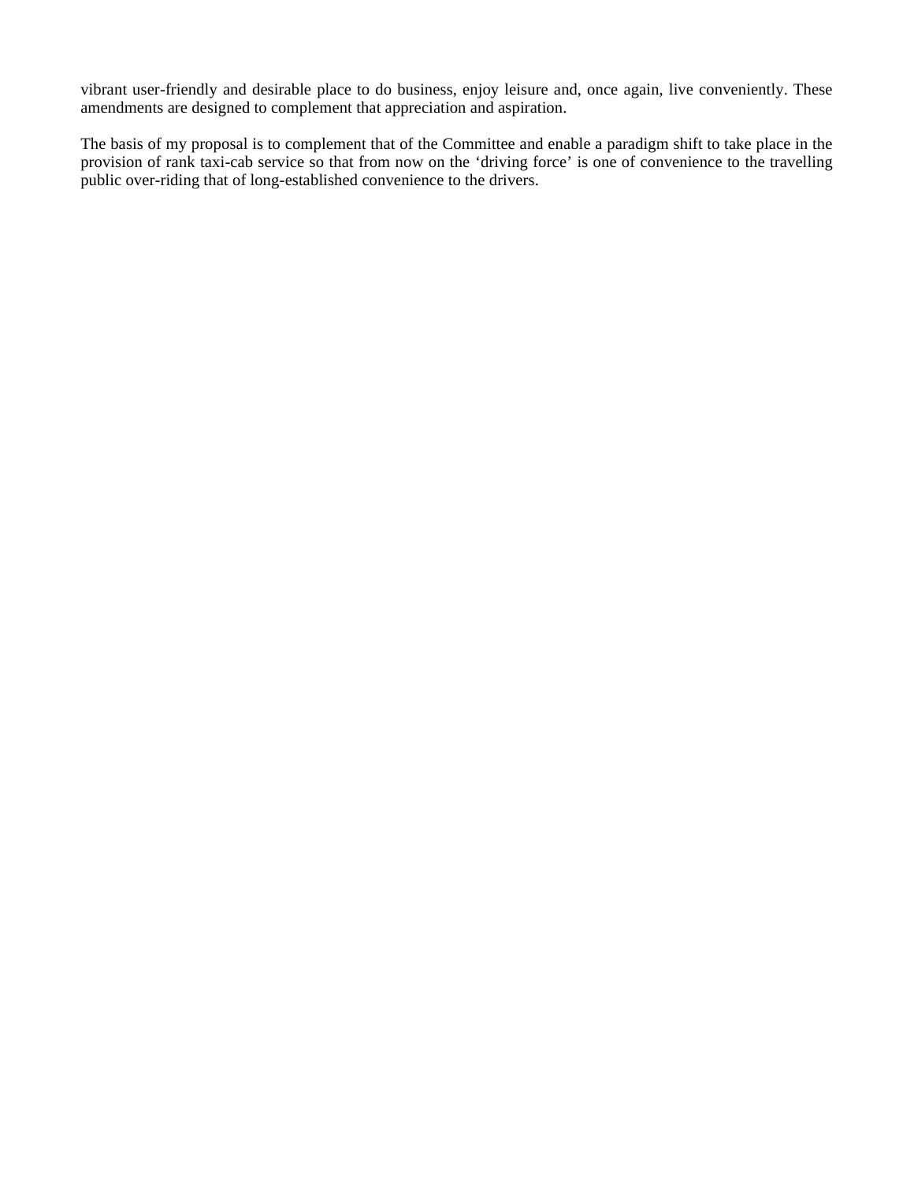vibrant user-friendly and desirable place to do business, enjoy leisure and, once again, live conveniently. These amendments are designed to complement that appreciation and aspiration.

The basis of my proposal is to complement that of the Committee and enable a paradigm shift to take place in the provision of rank taxi-cab service so that from now on the 'driving force' is one of convenience to the travelling public over-riding that of long-established convenience to the drivers.